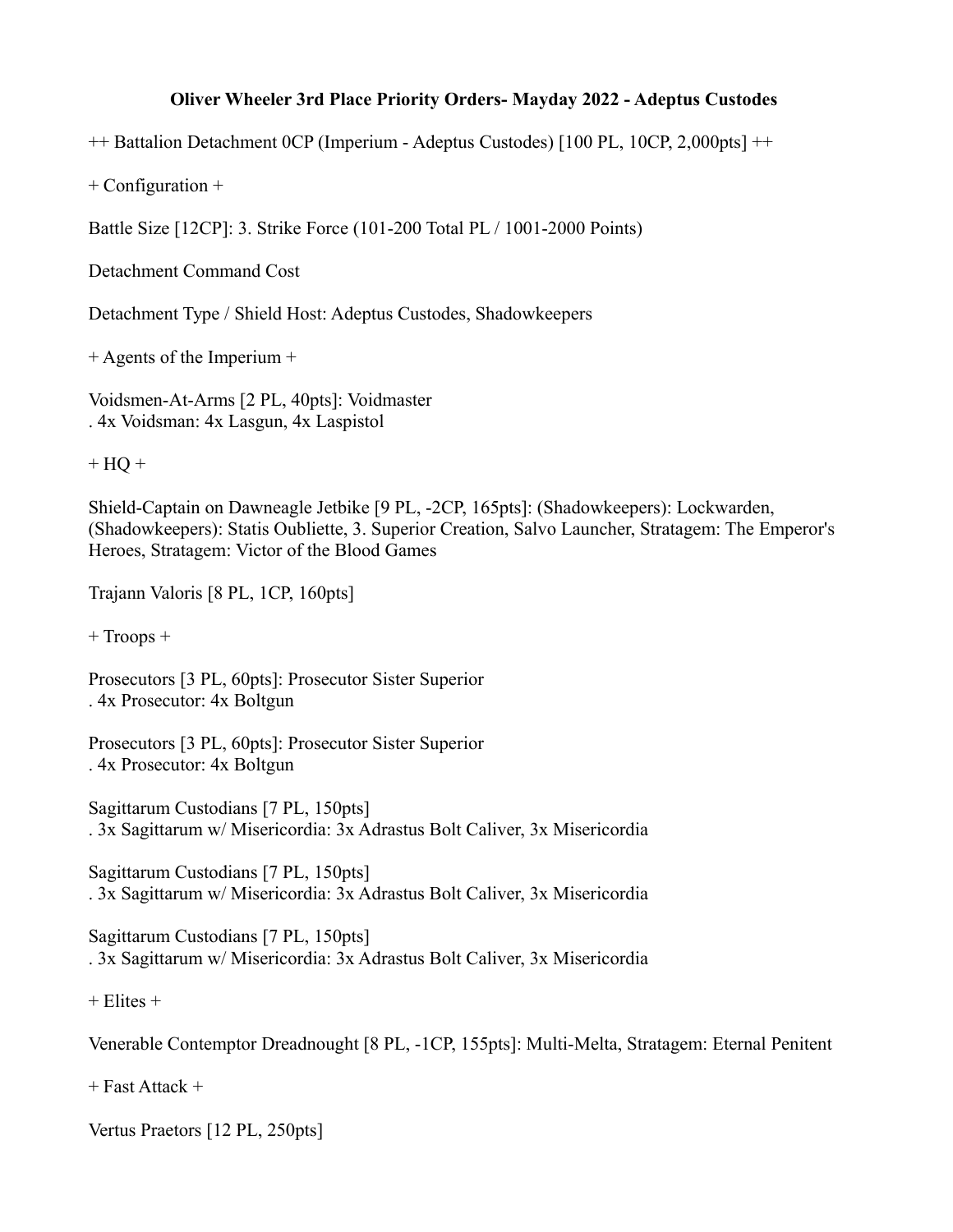**Oliver Wheeler 3rd Place Priority Orders- Mayday 2022 - Adeptus Custodes**

++ Battalion Detachment 0CP (Imperium - Adeptus Custodes) [100 PL, 10CP, 2,000pts] ++

+ Configuration +

Battle Size [12CP]: 3. Strike Force (101-200 Total PL / 1001-2000 Points)

Detachment Command Cost

Detachment Type / Shield Host: Adeptus Custodes, Shadowkeepers

+ Agents of the Imperium +

Voidsmen-At-Arms [2 PL, 40pts]: Voidmaster
. 4x Voidsman: 4x Lasgun, 4x Laspistol

+ HQ +

Shield-Captain on Dawneagle Jetbike [9 PL, -2CP, 165pts]: (Shadowkeepers): Lockwarden, (Shadowkeepers): Statis Oubliette, 3. Superior Creation, Salvo Launcher, Stratagem: The Emperor's Heroes, Stratagem: Victor of the Blood Games

Trajann Valoris [8 PL, 1CP, 160pts]

+ Troops +

Prosecutors [3 PL, 60pts]: Prosecutor Sister Superior
. 4x Prosecutor: 4x Boltgun

Prosecutors [3 PL, 60pts]: Prosecutor Sister Superior
. 4x Prosecutor: 4x Boltgun

Sagittarum Custodians [7 PL, 150pts]
. 3x Sagittarum w/ Misericordia: 3x Adrastus Bolt Caliver, 3x Misericordia

Sagittarum Custodians [7 PL, 150pts]
. 3x Sagittarum w/ Misericordia: 3x Adrastus Bolt Caliver, 3x Misericordia

Sagittarum Custodians [7 PL, 150pts]
. 3x Sagittarum w/ Misericordia: 3x Adrastus Bolt Caliver, 3x Misericordia

+ Elites +

Venerable Contemptor Dreadnought [8 PL, -1CP, 155pts]: Multi-Melta, Stratagem: Eternal Penitent

+ Fast Attack +

Vertus Praetors [12 PL, 250pts]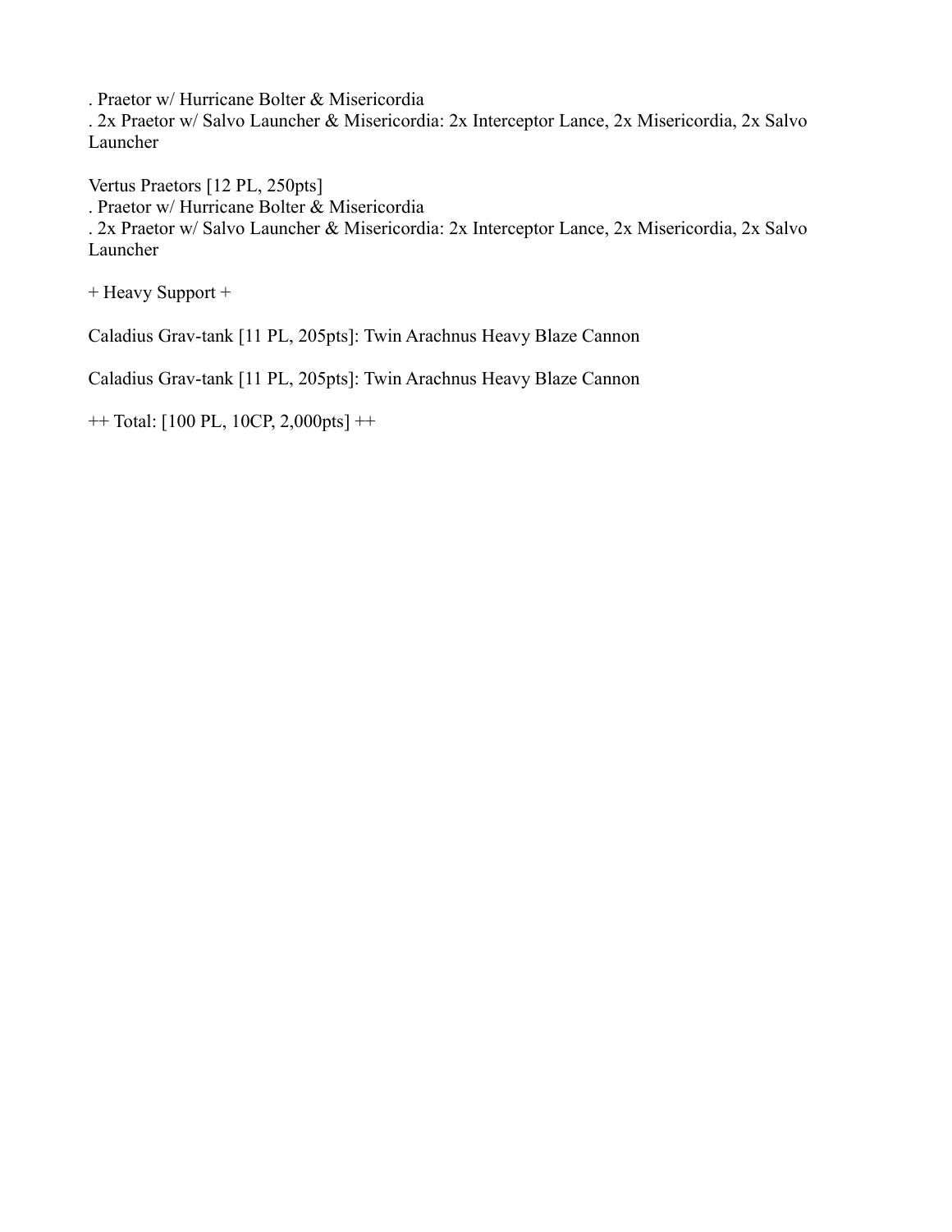. Praetor w/ Hurricane Bolter & Misericordia
. 2x Praetor w/ Salvo Launcher & Misericordia: 2x Interceptor Lance, 2x Misericordia, 2x Salvo Launcher

Vertus Praetors [12 PL, 250pts]
. Praetor w/ Hurricane Bolter & Misericordia
. 2x Praetor w/ Salvo Launcher & Misericordia: 2x Interceptor Lance, 2x Misericordia, 2x Salvo Launcher

+ Heavy Support +

Caladius Grav-tank [11 PL, 205pts]: Twin Arachnus Heavy Blaze Cannon

Caladius Grav-tank [11 PL, 205pts]: Twin Arachnus Heavy Blaze Cannon

++ Total: [100 PL, 10CP, 2,000pts] ++